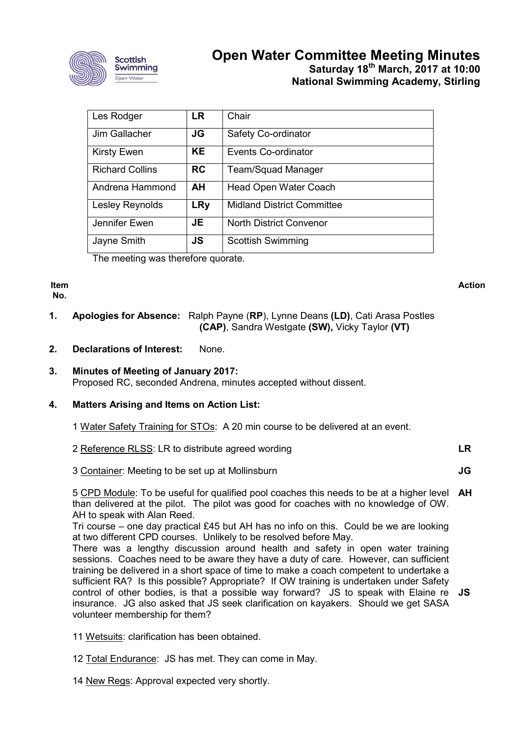# Open Water Committee Meeting Minutes

**Saturday 18th March, 2017 at 10:00**
**National Swimming Academy, Stirling**

| | | |
|---|---|---|
| Les Rodger | **LR** | Chair |
| Jim Gallacher | **JG** | Safety Co-ordinator |
| Kirsty Ewen | **KE** | Events Co-ordinator |
| Richard Collins | **RC** | Team/Squad Manager |
| Andrena Hammond | **AH** | Head Open Water Coach |
| Lesley Reynolds | **LRy** | Midland District Committee |
| Jennifer Ewen | **JE** | North District Convenor |
| Jayne Smith | **JS** | Scottish Swimming |

The meeting was therefore quorate.

| Item No. | | Action |
|---|---|---|

**1. Apologies for Absence:** Ralph Payne (**RP**), Lynne Deans **(LD)**, Cati Arasa Postles **(CAP)**, Sandra Westgate **(SW),** Vicky Taylor **(VT)**

**2. Declarations of Interest:** None.

**3. Minutes of Meeting of January 2017:**
Proposed RC, seconded Andrena, minutes accepted without dissent.

**4. Matters Arising and Items on Action List:**

1 Water Safety Training for STOs: A 20 min course to be delivered at an event.

2 Reference RLSS: LR to distribute agreed wording — **LR**

3 Container: Meeting to be set up at Mollinsburn — **JG**

5 CPD Module: To be useful for qualified pool coaches this needs to be at a higher level than delivered at the pilot. The pilot was good for coaches with no knowledge of OW. AH to speak with Alan Reed. — **AH**
Tri course – one day practical £45 but AH has no info on this. Could be we are looking at two different CPD courses. Unlikely to be resolved before May.
There was a lengthy discussion around health and safety in open water training sessions. Coaches need to be aware they have a duty of care. However, can sufficient training be delivered in a short space of time to make a coach competent to undertake a sufficient RA? Is this possible? Appropriate? If OW training is undertaken under Safety control of other bodies, is that a possible way forward? JS to speak with Elaine re insurance. JG also asked that JS seek clarification on kayakers. Should we get SASA volunteer membership for them? — **JS**

11 Wetsuits: clarification has been obtained.

12 Total Endurance: JS has met. They can come in May.

14 New Regs: Approval expected very shortly.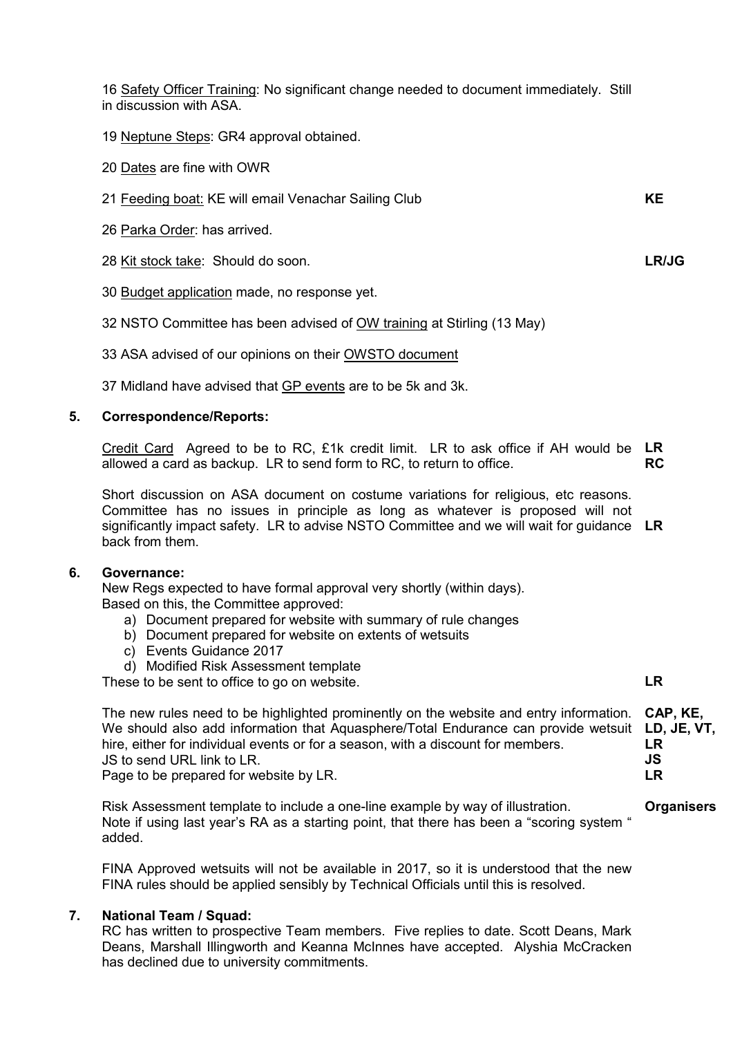16 Safety Officer Training: No significant change needed to document immediately. Still in discussion with ASA.

19 Neptune Steps: GR4 approval obtained.

20 Dates are fine with OWR

21 Feeding boat: KE will email Venachar Sailing Club **KE**

26 Parka Order: has arrived.

28 Kit stock take: Should do soon. **LR/JG**

30 Budget application made, no response yet.

32 NSTO Committee has been advised of OW training at Stirling (13 May)

33 ASA advised of our opinions on their OWSTO document

37 Midland have advised that GP events are to be 5k and 3k.

## 5. Correspondence/Reports:

Credit Card Agreed to be to RC, £1k credit limit. LR to ask office if AH would be allowed a card as backup. LR to send form to RC, to return to office. **LR** **RC**

Short discussion on ASA document on costume variations for religious, etc reasons. Committee has no issues in principle as long as whatever is proposed will not significantly impact safety. LR to advise NSTO Committee and we will wait for guidance back from them. **LR**

## 6. Governance:

New Regs expected to have formal approval very shortly (within days).
Based on this, the Committee approved:

a) Document prepared for website with summary of rule changes
b) Document prepared for website on extents of wetsuits
c) Events Guidance 2017
d) Modified Risk Assessment template

These to be sent to office to go on website. **LR**

The new rules need to be highlighted prominently on the website and entry information. **CAP, KE, LD, JE, VT, LR**
We should also add information that Aquasphere/Total Endurance can provide wetsuit hire, either for individual events or for a season, with a discount for members.
JS to send URL link to LR. **JS**
Page to be prepared for website by LR. **LR**

Risk Assessment template to include a one-line example by way of illustration. **Organisers**
Note if using last year's RA as a starting point, that there has been a "scoring system " added.

FINA Approved wetsuits will not be available in 2017, so it is understood that the new FINA rules should be applied sensibly by Technical Officials until this is resolved.

## 7. National Team / Squad:

RC has written to prospective Team members. Five replies to date. Scott Deans, Mark Deans, Marshall Illingworth and Keanna McInnes have accepted. Alyshia McCracken has declined due to university commitments.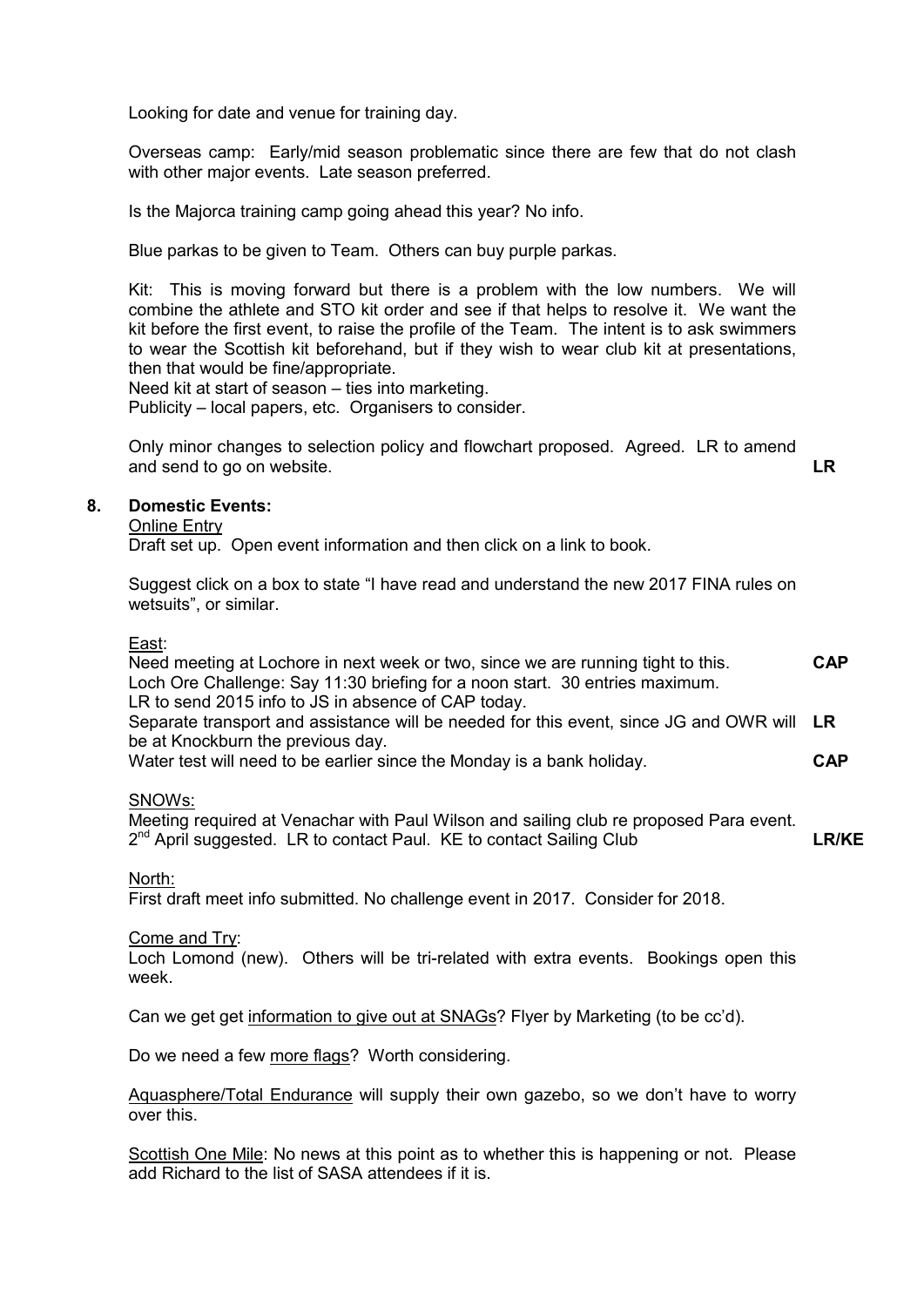Looking for date and venue for training day.

Overseas camp: Early/mid season problematic since there are few that do not clash with other major events. Late season preferred.

Is the Majorca training camp going ahead this year? No info.

Blue parkas to be given to Team. Others can buy purple parkas.

Kit: This is moving forward but there is a problem with the low numbers. We will combine the athlete and STO kit order and see if that helps to resolve it. We want the kit before the first event, to raise the profile of the Team. The intent is to ask swimmers to wear the Scottish kit beforehand, but if they wish to wear club kit at presentations, then that would be fine/appropriate.
Need kit at start of season – ties into marketing.
Publicity – local papers, etc. Organisers to consider.

Only minor changes to selection policy and flowchart proposed. Agreed. LR to amend and send to go on website. **LR**

**8. Domestic Events:**

Online Entry
Draft set up. Open event information and then click on a link to book.

Suggest click on a box to state "I have read and understand the new 2017 FINA rules on wetsuits", or similar.

East:
Need meeting at Lochore in next week or two, since we are running tight to this. **CAP**
Loch Ore Challenge: Say 11:30 briefing for a noon start. 30 entries maximum.
LR to send 2015 info to JS in absence of CAP today.
Separate transport and assistance will be needed for this event, since JG and OWR will be at Knockburn the previous day. **LR**
Water test will need to be earlier since the Monday is a bank holiday. **CAP**

SNOWs:
Meeting required at Venachar with Paul Wilson and sailing club re proposed Para event. 2nd April suggested. LR to contact Paul. KE to contact Sailing Club **LR/KE**

North:
First draft meet info submitted. No challenge event in 2017. Consider for 2018.

Come and Try:
Loch Lomond (new). Others will be tri-related with extra events. Bookings open this week.

Can we get get information to give out at SNAGs? Flyer by Marketing (to be cc'd).

Do we need a few more flags? Worth considering.

Aquasphere/Total Endurance will supply their own gazebo, so we don't have to worry over this.

Scottish One Mile: No news at this point as to whether this is happening or not. Please add Richard to the list of SASA attendees if it is.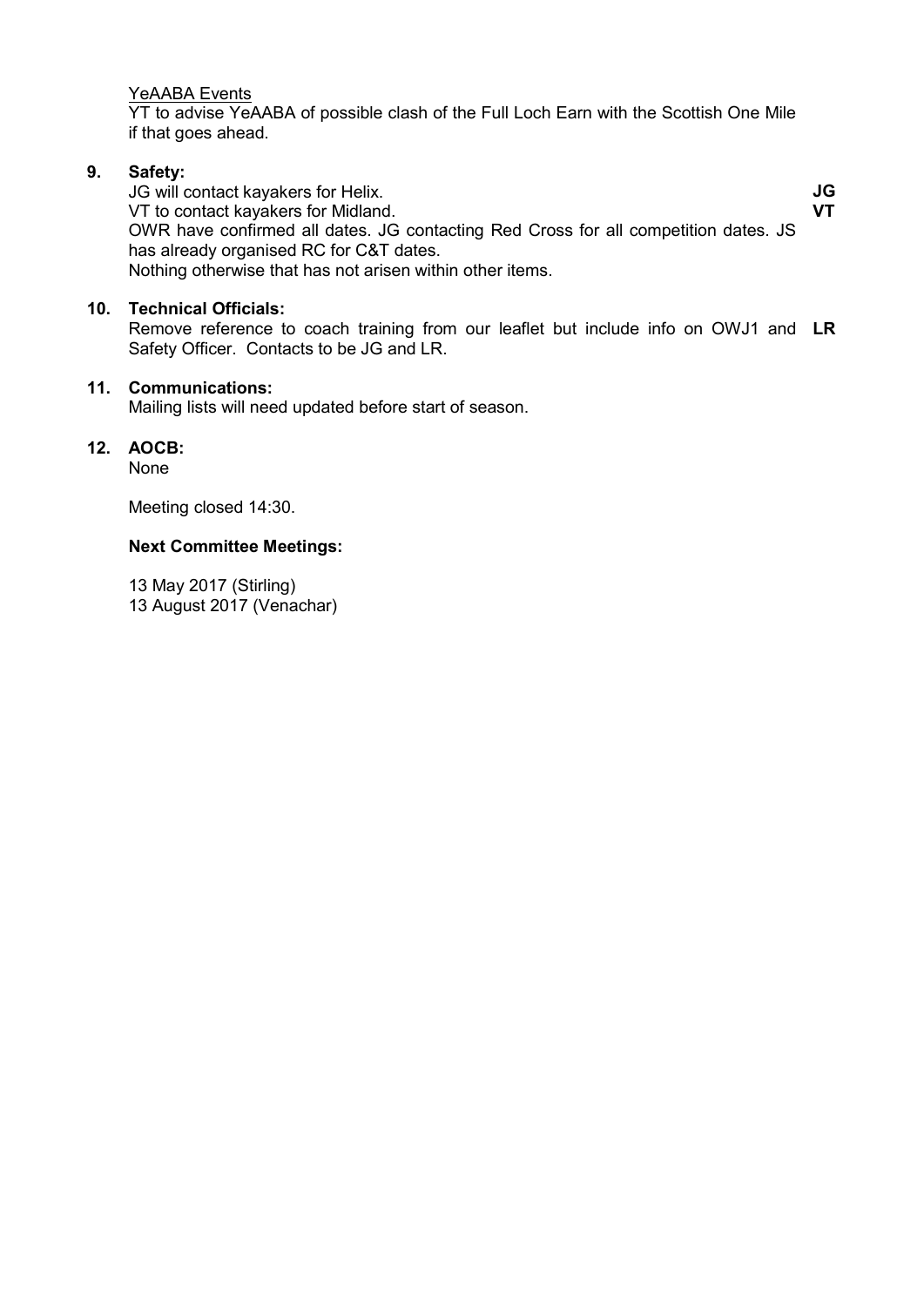<u>YeAABA Events</u>

YT to advise YeAABA of possible clash of the Full Loch Earn with the Scottish One Mile if that goes ahead.

**9. Safety:**

JG will contact kayakers for Helix. **JG**

VT to contact kayakers for Midland. **VT**

OWR have confirmed all dates. JG contacting Red Cross for all competition dates. JS has already organised RC for C&T dates.

Nothing otherwise that has not arisen within other items.

**10. Technical Officials:**

Remove reference to coach training from our leaflet but include info on OWJ1 and Safety Officer. Contacts to be JG and LR. **LR**

**11. Communications:**

Mailing lists will need updated before start of season.

**12. AOCB:**

None

Meeting closed 14:30.

**Next Committee Meetings:**

13 May 2017 (Stirling)
13 August 2017 (Venachar)